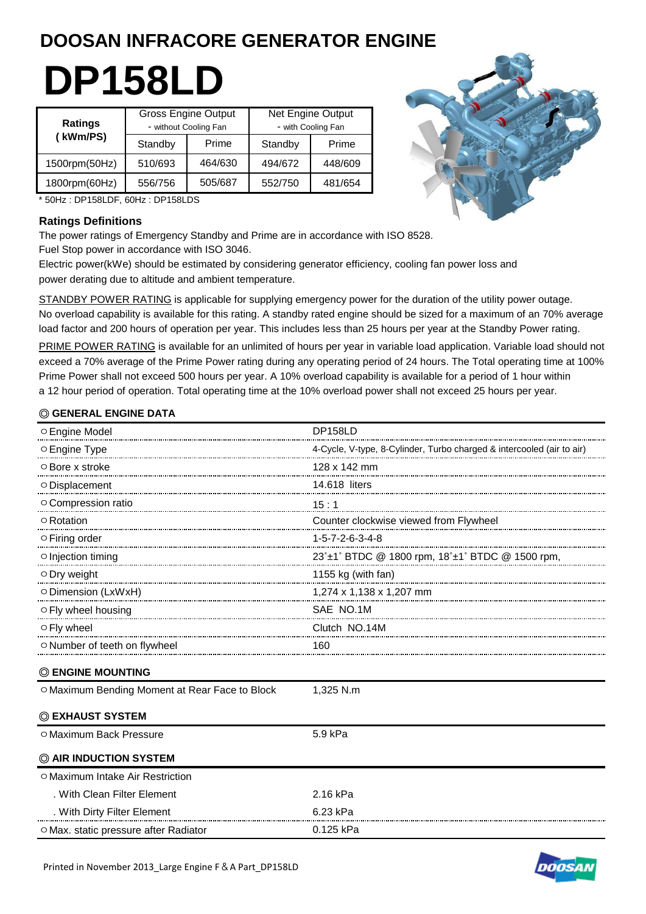# DOOSAN INFRACORE GENERATOR ENGINE

# DP158LD

| Ratings ( kWm/PS) | Gross Engine Output - without Cooling Fan | | Net Engine Output - with Cooling Fan | |
|---|---|---|---|---|
| | Standby | Prime | Standby | Prime |
| 1500rpm(50Hz) | 510/693 | 464/630 | 494/672 | 448/609 |
| 1800rpm(60Hz) | 556/756 | 505/687 | 552/750 | 481/654 |

* 50Hz : DP158LDF, 60Hz : DP158LDS

### Ratings Definitions

The power ratings of Emergency Standby and Prime are in accordance with ISO 8528.
Fuel Stop power in accordance with ISO 3046.
Electric power(kWe) should be estimated by considering generator efficiency, cooling fan power loss and power derating due to altitude and ambient temperature.

STANDBY POWER RATING is applicable for supplying emergency power for the duration of the utility power outage. No overload capability is available for this rating. A standby rated engine should be sized for a maximum of an 70% average load factor and 200 hours of operation per year. This includes less than 25 hours per year at the Standby Power rating.

PRIME POWER RATING is available for an unlimited of hours per year in variable load application. Variable load should not exceed a 70% average of the Prime Power rating during any operating period of 24 hours. The Total operating time at 100% Prime Power shall not exceed 500 hours per year. A 10% overload capability is available for a period of 1 hour within a 12 hour period of operation. Total operating time at the 10% overload power shall not exceed 25 hours per year.

### ◎ GENERAL ENGINE DATA

| | |
|---|---|
| ○ Engine Model | DP158LD |
| ○ Engine Type | 4-Cycle, V-type, 8-Cylinder, Turbo charged & intercooled (air to air) |
| ○ Bore x stroke | 128 x 142 mm |
| ○ Displacement | 14.618 liters |
| ○ Compression ratio | 15 : 1 |
| ○ Rotation | Counter clockwise viewed from Flywheel |
| ○ Firing order | 1-5-7-2-6-3-4-8 |
| ○ Injection timing | 23˚±1˚ BTDC @ 1800 rpm, 18˚±1˚ BTDC @ 1500 rpm, |
| ○ Dry weight | 1155 kg (with fan) |
| ○ Dimension (LxWxH) | 1,274 x 1,138 x 1,207 mm |
| ○ Fly wheel housing | SAE NO.1M |
| ○ Fly wheel | Clutch NO.14M |
| ○ Number of teeth on flywheel | 160 |

### ◎ ENGINE MOUNTING

| | |
|---|---|
| ○ Maximum Bending Moment at Rear Face to Block | 1,325 N.m |

### ◎ EXHAUST SYSTEM

| | |
|---|---|
| ○ Maximum Back Pressure | 5.9 kPa |

### ◎ AIR INDUCTION SYSTEM

| | |
|---|---|
| ○ Maximum Intake Air Restriction | |
| . With Clean Filter Element | 2.16 kPa |
| . With Dirty Filter Element | 6.23 kPa |
| ○ Max. static pressure after Radiator | 0.125 kPa |

Printed in November 2013_Large Engine F＆A Part_DP158LD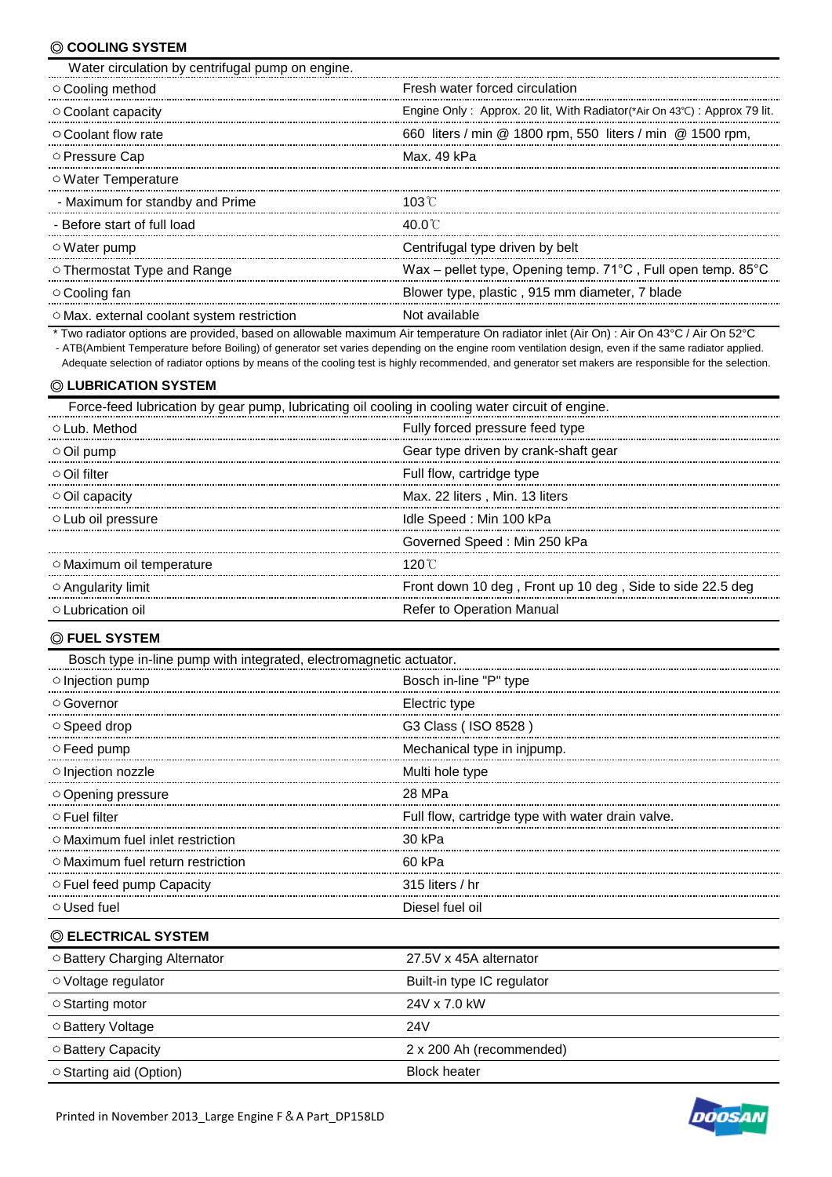### ◎ COOLING SYSTEM

Water circulation by centrifugal pump on engine.

| | |
|---|---|
| ○ Cooling method | Fresh water forced circulation |
| ○ Coolant capacity | Engine Only : Approx. 20 lit, With Radiator(*Air On 43℃) : Approx 79 lit. |
| ○ Coolant flow rate | 660 liters / min @ 1800 rpm, 550 liters / min @ 1500 rpm, |
| ○ Pressure Cap | Max. 49 kPa |
| ○ Water Temperature | |
| - Maximum for standby and Prime | 103℃ |
| - Before start of full load | 40.0℃ |
| ○ Water pump | Centrifugal type driven by belt |
| ○ Thermostat Type and Range | Wax – pellet type, Opening temp. 71°C , Full open temp. 85°C |
| ○ Cooling fan | Blower type, plastic , 915 mm diameter, 7 blade |
| ○ Max. external coolant system restriction | Not available |

* Two radiator options are provided, based on allowable maximum Air temperature On radiator inlet (Air On) : Air On 43°C / Air On 52°C
- ATB(Ambient Temperature before Boiling) of generator set varies depending on the engine room ventilation design, even if the same radiator applied. Adequate selection of radiator options by means of the cooling test is highly recommended, and generator set makers are responsible for the selection.

### ◎ LUBRICATION SYSTEM

Force-feed lubrication by gear pump, lubricating oil cooling in cooling water circuit of engine.

| | |
|---|---|
| ○ Lub. Method | Fully forced pressure feed type |
| ○ Oil pump | Gear type driven by crank-shaft gear |
| ○ Oil filter | Full flow, cartridge type |
| ○ Oil capacity | Max. 22 liters , Min. 13 liters |
| ○ Lub oil pressure | Idle Speed : Min 100 kPa |
| | Governed Speed : Min 250 kPa |
| ○ Maximum oil temperature | 120℃ |
| ○ Angularity limit | Front down 10 deg , Front up 10 deg , Side to side 22.5 deg |
| ○ Lubrication oil | Refer to Operation Manual |

### ◎ FUEL SYSTEM

Bosch type in-line pump with integrated, electromagnetic actuator.

| | |
|---|---|
| ○ Injection pump | Bosch in-line "P" type |
| ○ Governor | Electric type |
| ○ Speed drop | G3 Class ( ISO 8528 ) |
| ○ Feed pump | Mechanical type in injpump. |
| ○ Injection nozzle | Multi hole type |
| ○ Opening pressure | 28 MPa |
| ○ Fuel filter | Full flow, cartridge type with water drain valve. |
| ○ Maximum fuel inlet restriction | 30 kPa |
| ○ Maximum fuel return restriction | 60 kPa |
| ○ Fuel feed pump Capacity | 315 liters / hr |
| ○ Used fuel | Diesel fuel oil |

### ◎ ELECTRICAL SYSTEM

| | |
|---|---|
| ○ Battery Charging Alternator | 27.5V x 45A alternator |
| ○ Voltage regulator | Built-in type IC regulator |
| ○ Starting motor | 24V x 7.0 kW |
| ○ Battery Voltage | 24V |
| ○ Battery Capacity | 2 x 200 Ah (recommended) |
| ○ Starting aid (Option) | Block heater |

Printed in November 2013_Large Engine F & A Part_DP158LD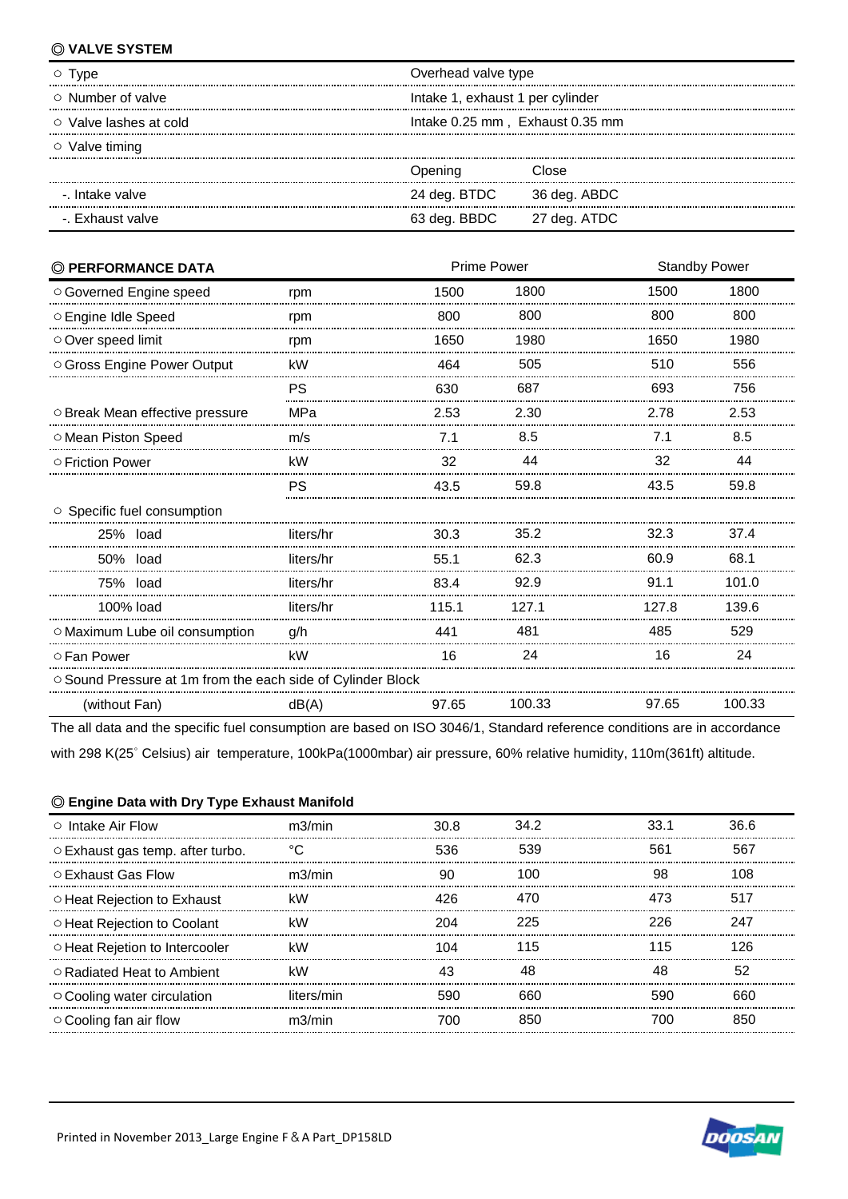## ◎ VALVE SYSTEM

| | | |
|---|---|---|
| ○ Type | Overhead valve type | |
| ○ Number of valve | Intake 1, exhaust 1 per cylinder | |
| ○ Valve lashes at cold | Intake 0.25 mm , Exhaust 0.35 mm | |
| ○ Valve timing | | |
| | Opening | Close |
| -. Intake valve | 24 deg. BTDC | 36 deg. ABDC |
| -. Exhaust valve | 63 deg. BBDC | 27 deg. ATDC |

## ◎ PERFORMANCE DATA

| | | Prime Power | | Standby Power | |
|---|---|---|---|---|---|
| ○ Governed Engine speed | rpm | 1500 | 1800 | 1500 | 1800 |
| ○ Engine Idle Speed | rpm | 800 | 800 | 800 | 800 |
| ○ Over speed limit | rpm | 1650 | 1980 | 1650 | 1980 |
| ○ Gross Engine Power Output | kW | 464 | 505 | 510 | 556 |
| | PS | 630 | 687 | 693 | 756 |
| ○ Break Mean effective pressure | MPa | 2.53 | 2.30 | 2.78 | 2.53 |
| ○ Mean Piston Speed | m/s | 7.1 | 8.5 | 7.1 | 8.5 |
| ○ Friction Power | kW | 32 | 44 | 32 | 44 |
| | PS | 43.5 | 59.8 | 43.5 | 59.8 |
| ○ Specific fuel consumption | | | | | |
| 25% load | liters/hr | 30.3 | 35.2 | 32.3 | 37.4 |
| 50% load | liters/hr | 55.1 | 62.3 | 60.9 | 68.1 |
| 75% load | liters/hr | 83.4 | 92.9 | 91.1 | 101.0 |
| 100% load | liters/hr | 115.1 | 127.1 | 127.8 | 139.6 |
| ○ Maximum Lube oil consumption | g/h | 441 | 481 | 485 | 529 |
| ○ Fan Power | kW | 16 | 24 | 16 | 24 |
| ○ Sound Pressure at 1m from the each side of Cylinder Block | | | | | |
| (without Fan) | dB(A) | 97.65 | 100.33 | 97.65 | 100.33 |

The all data and the specific fuel consumption are based on ISO 3046/1, Standard reference conditions are in accordance with 298 K(25° Celsius) air temperature, 100kPa(1000mbar) air pressure, 60% relative humidity, 110m(361ft) altitude.

## ◎ Engine Data with Dry Type Exhaust Manifold

| | | | | | |
|---|---|---|---|---|---|
| ○ Intake Air Flow | m3/min | 30.8 | 34.2 | 33.1 | 36.6 |
| ○ Exhaust gas temp. after turbo. | °C | 536 | 539 | 561 | 567 |
| ○ Exhaust Gas Flow | m3/min | 90 | 100 | 98 | 108 |
| ○ Heat Rejection to Exhaust | kW | 426 | 470 | 473 | 517 |
| ○ Heat Rejection to Coolant | kW | 204 | 225 | 226 | 247 |
| ○ Heat Rejetion to Intercooler | kW | 104 | 115 | 115 | 126 |
| ○ Radiated Heat to Ambient | kW | 43 | 48 | 48 | 52 |
| ○ Cooling water circulation | liters/min | 590 | 660 | 590 | 660 |
| ○ Cooling fan air flow | m3/min | 700 | 850 | 700 | 850 |

Printed in November 2013_Large Engine F & A Part_DP158LD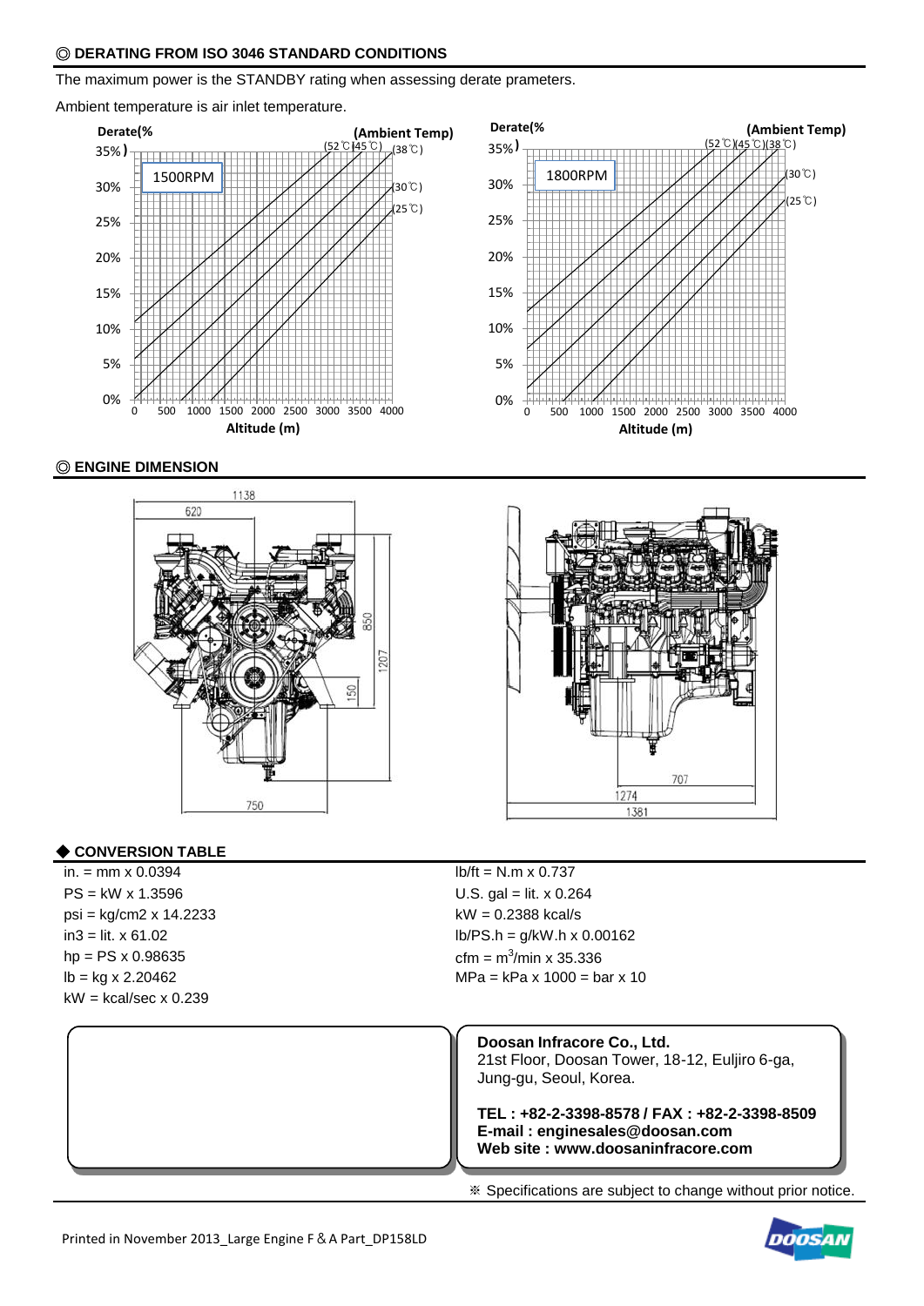## ◎ DERATING FROM ISO 3046 STANDARD CONDITIONS

The maximum power is the STANDBY rating when assessing derate prameters.

Ambient temperature is air inlet temperature.

Derate(%
(Ambient Temp)
1500RPM
(52℃)(45℃) (38℃)
(30℃)
(25℃)
35%
30%
25%
20%
15%
10%
5%
0%
0 500 1000 1500 2000 2500 3000 3500 4000
Altitude (m)

Derate(%
(Ambient Temp)
1800RPM
(52℃)(45℃)(38℃)
(30℃)
(25℃)
35%
30%
25%
20%
15%
10%
5%
0%
0 500 1000 1500 2000 2500 3000 3500 4000
Altitude (m)

## ◎ ENGINE DIMENSION

1138
620
850
1207
150
750

707
1274
1381

## ◆ CONVERSION TABLE

in. = mm x 0.0394
PS = kW x 1.3596
psi = kg/cm2 x 14.2233
in3 = lit. x 61.02
hp = PS x 0.98635
lb = kg x 2.20462
kW = kcal/sec x 0.239

lb/ft = N.m x 0.737
U.S. gal = lit. x 0.264
kW = 0.2388 kcal/s
lb/PS.h = g/kW.h x 0.00162
cfm = $m^3$/min x 35.336
MPa = kPa x 1000 = bar x 10

**Doosan Infracore Co., Ltd.**
21st Floor, Doosan Tower, 18-12, Euljiro 6-ga,
Jung-gu, Seoul, Korea.

**TEL : +82-2-3398-8578 / FAX : +82-2-3398-8509**
**E-mail : enginesales@doosan.com**
**Web site : www.doosaninfracore.com**

※ Specifications are subject to change without prior notice.

Printed in November 2013_Large Engine F & A Part_DP158LD